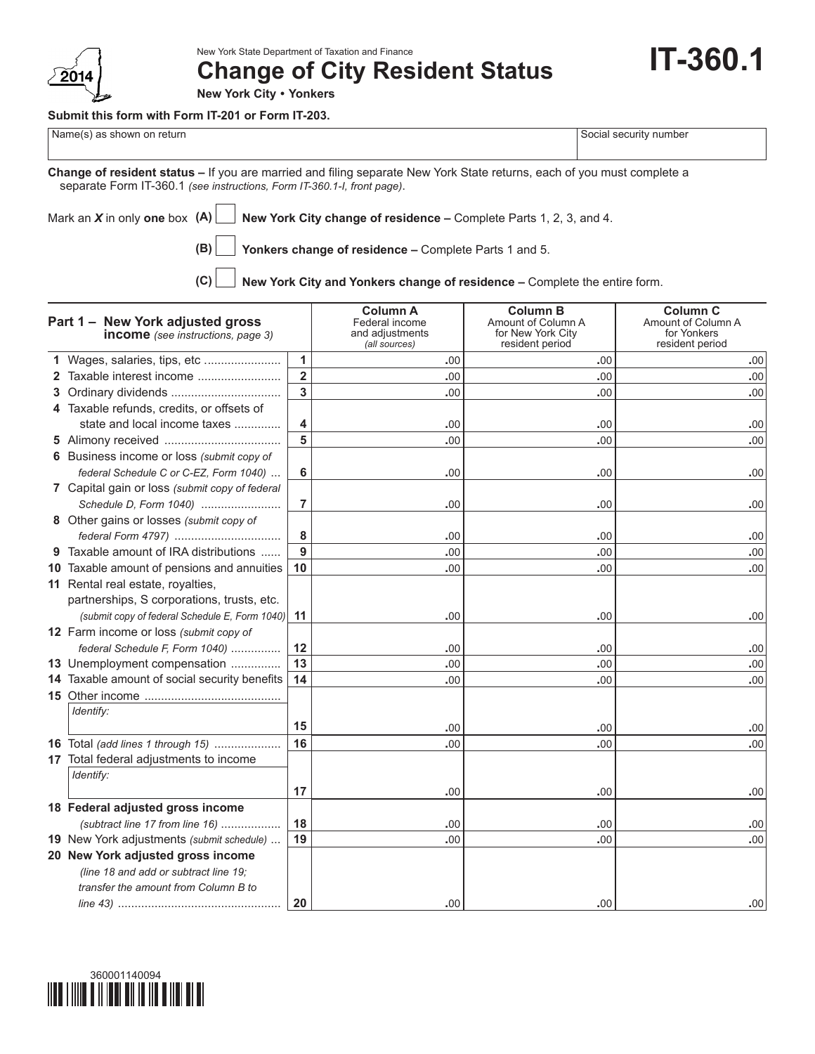2014

New York State Department of Taxation and Finance

# Change of City Resident Status

**New York City • Yonkers**

# IT-360.1

**Submit this form with Form IT-201 or Form IT-203.**

| Name(s) as shown on return | Social security number |
|---|---|
| | |

**Change of resident status –** If you are married and filing separate New York State returns, each of you must complete a separate Form IT-360.1 *(see instructions, Form IT-360.1-I, front page)*.

Mark an ***X*** in only **one** box

- **(A)** ☐ **New York City change of residence –** Complete Parts 1, 2, 3, and 4.
- **(B)** ☐ **Yonkers change of residence –** Complete Parts 1 and 5.
- **(C)** ☐ **New York City and Yonkers change of residence –** Complete the entire form.

| **Part 1 – New York adjusted gross income** *(see instructions, page 3)* | | **Column A** Federal income and adjustments *(all sources)* | **Column B** Amount of Column A for New York City resident period | **Column C** Amount of Column A for Yonkers resident period |
|---|---|---|---|---|
| **1** Wages, salaries, tips, etc | 1 | .00 | .00 | .00 |
| **2** Taxable interest income | 2 | .00 | .00 | .00 |
| **3** Ordinary dividends | 3 | .00 | .00 | .00 |
| **4** Taxable refunds, credits, or offsets of state and local income taxes | 4 | .00 | .00 | .00 |
| **5** Alimony received | 5 | .00 | .00 | .00 |
| **6** Business income or loss *(submit copy of federal Schedule C or C-EZ, Form 1040)* | 6 | .00 | .00 | .00 |
| **7** Capital gain or loss *(submit copy of federal Schedule D, Form 1040)* | 7 | .00 | .00 | .00 |
| **8** Other gains or losses *(submit copy of federal Form 4797)* | 8 | .00 | .00 | .00 |
| **9** Taxable amount of IRA distributions | 9 | .00 | .00 | .00 |
| **10** Taxable amount of pensions and annuities | 10 | .00 | .00 | .00 |
| **11** Rental real estate, royalties, partnerships, S corporations, trusts, etc. *(submit copy of federal Schedule E, Form 1040)* | 11 | .00 | .00 | .00 |
| **12** Farm income or loss *(submit copy of federal Schedule F, Form 1040)* | 12 | .00 | .00 | .00 |
| **13** Unemployment compensation | 13 | .00 | .00 | .00 |
| **14** Taxable amount of social security benefits | 14 | .00 | .00 | .00 |
| **15** Other income *Identify:* | 15 | .00 | .00 | .00 |
| **16** Total *(add lines 1 through 15)* | 16 | .00 | .00 | .00 |
| **17** Total federal adjustments to income *Identify:* | 17 | .00 | .00 | .00 |
| **18 Federal adjusted gross income** *(subtract line 17 from line 16)* | 18 | .00 | .00 | .00 |
| **19** New York adjustments *(submit schedule)* | 19 | .00 | .00 | .00 |
| **20 New York adjusted gross income** *(line 18 and add or subtract line 19; transfer the amount from Column B to line 43)* | 20 | .00 | .00 | .00 |

360001140094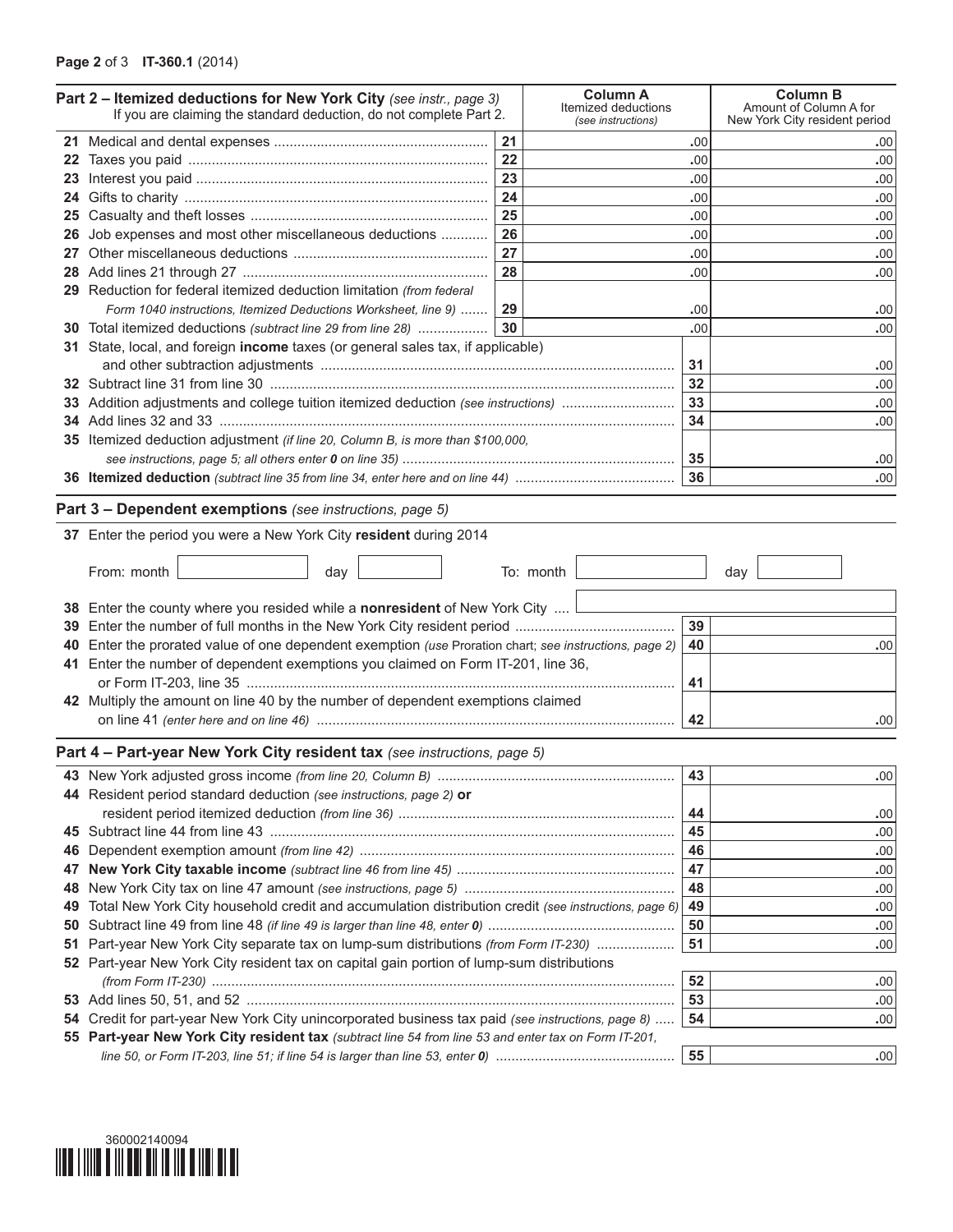## Part 2 – Itemized deductions for New York City *(see instr., page 3)*

If you are claiming the standard deduction, do not complete Part 2.

| | | | Column A Itemized deductions *(see instructions)* | Column B Amount of Column A for New York City resident period |
|---|---|---|---|---|
| 21 | Medical and dental expenses | 21 | .00 | .00 |
| 22 | Taxes you paid | 22 | .00 | .00 |
| 23 | Interest you paid | 23 | .00 | .00 |
| 24 | Gifts to charity | 24 | .00 | .00 |
| 25 | Casualty and theft losses | 25 | .00 | .00 |
| 26 | Job expenses and most other miscellaneous deductions | 26 | .00 | .00 |
| 27 | Other miscellaneous deductions | 27 | .00 | .00 |
| 28 | Add lines 21 through 27 | 28 | .00 | .00 |
| 29 | Reduction for federal itemized deduction limitation *(from federal Form 1040 instructions, Itemized Deductions Worksheet, line 9)* | 29 | .00 | .00 |
| 30 | Total itemized deductions *(subtract line 29 from line 28)* | 30 | .00 | .00 |

| | | | |
|---|---|---|---|
| 31 | State, local, and foreign **income** taxes (or general sales tax, if applicable) and other subtraction adjustments | 31 | .00 |
| 32 | Subtract line 31 from line 30 | 32 | .00 |
| 33 | Addition adjustments and college tuition itemized deduction *(see instructions)* | 33 | .00 |
| 34 | Add lines 32 and 33 | 34 | .00 |
| 35 | Itemized deduction adjustment *(if line 20, Column B, is more than $100,000, see instructions, page 5; all others enter* ***0*** *on line 35)* | 35 | .00 |
| 36 | **Itemized deduction** *(subtract line 35 from line 34, enter here and on line 44)* | 36 | .00 |

## Part 3 – Dependent exemptions *(see instructions, page 5)*

37 Enter the period you were a New York City **resident** during 2014

From: month ______ day ______ To: month ______ day ______

38 Enter the county where you resided while a **nonresident** of New York City ______

| | | | |
|---|---|---|---|
| 39 | Enter the number of full months in the New York City resident period | 39 | |
| 40 | Enter the prorated value of one dependent exemption *(use Proration chart; see instructions, page 2)* | 40 | .00 |
| 41 | Enter the number of dependent exemptions you claimed on Form IT-201, line 36, or Form IT-203, line 35 | 41 | |
| 42 | Multiply the amount on line 40 by the number of dependent exemptions claimed on line 41 *(enter here and on line 46)* | 42 | .00 |

## Part 4 – Part-year New York City resident tax *(see instructions, page 5)*

| | | | |
|---|---|---|---|
| 43 | New York adjusted gross income *(from line 20, Column B)* | 43 | .00 |
| 44 | Resident period standard deduction *(see instructions, page 2)* **or** resident period itemized deduction *(from line 36)* | 44 | .00 |
| 45 | Subtract line 44 from line 43 | 45 | .00 |
| 46 | Dependent exemption amount *(from line 42)* | 46 | .00 |
| 47 | **New York City taxable income** *(subtract line 46 from line 45)* | 47 | .00 |
| 48 | New York City tax on line 47 amount *(see instructions, page 5)* | 48 | .00 |
| 49 | Total New York City household credit and accumulation distribution credit *(see instructions, page 6)* | 49 | .00 |
| 50 | Subtract line 49 from line 48 *(if line 49 is larger than line 48, enter* ***0****)* | 50 | .00 |
| 51 | Part-year New York City separate tax on lump-sum distributions *(from Form IT-230)* | 51 | .00 |
| 52 | Part-year New York City resident tax on capital gain portion of lump-sum distributions *(from Form IT-230)* | 52 | .00 |
| 53 | Add lines 50, 51, and 52 | 53 | .00 |
| 54 | Credit for part-year New York City unincorporated business tax paid *(see instructions, page 8)* | 54 | .00 |
| 55 | **Part-year New York City resident tax** *(subtract line 54 from line 53 and enter tax on Form IT-201, line 50, or Form IT-203, line 51; if line 54 is larger than line 53, enter* ***0****)* | 55 | .00 |

360002140094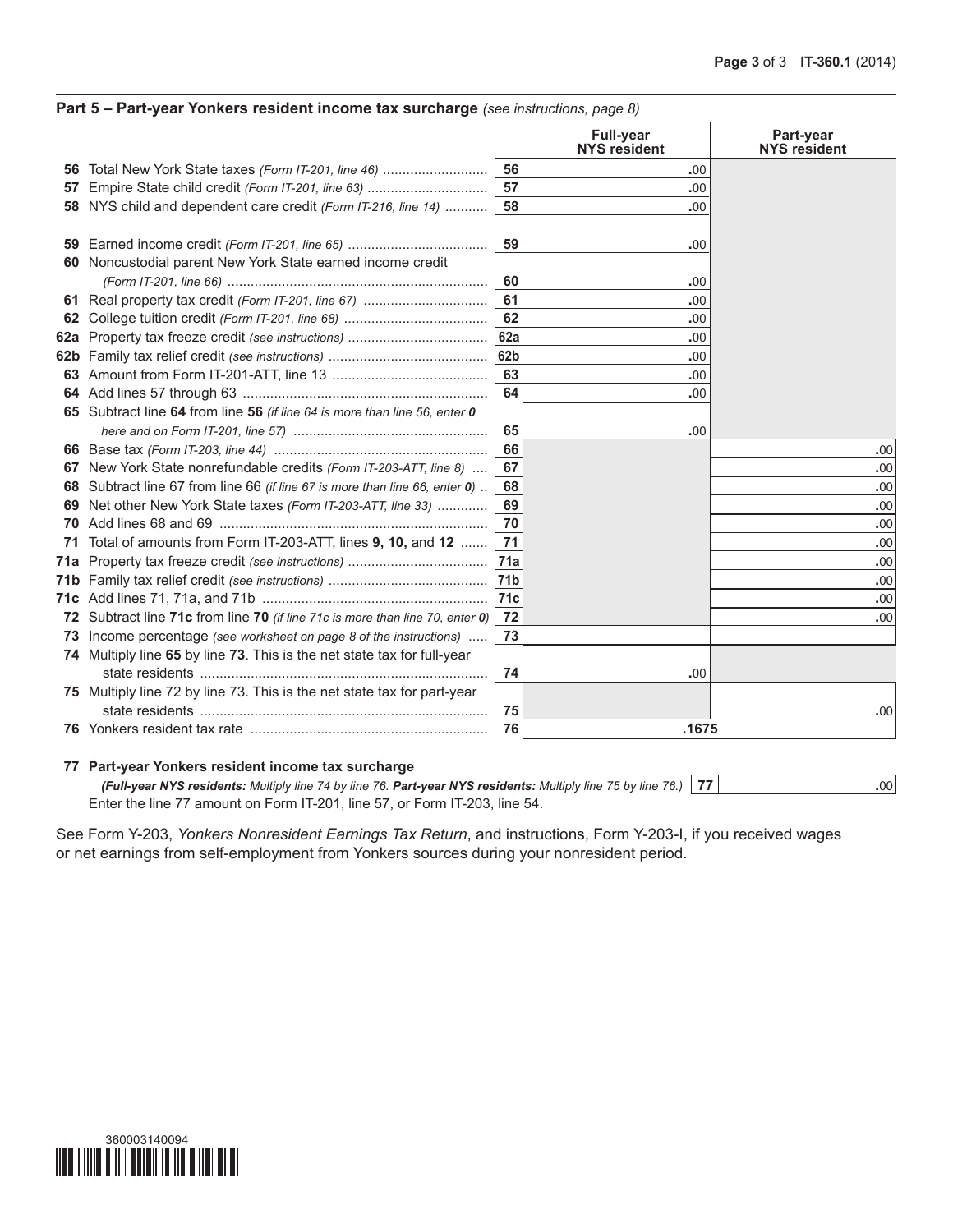## Part 5 – Part-year Yonkers resident income tax surcharge *(see instructions, page 8)*

| | | | Full-year NYS resident | Part-year NYS resident |
|---|---|---|---|---|
| **56** | Total New York State taxes *(Form IT-201, line 46)* | 56 | .00 | |
| **57** | Empire State child credit *(Form IT-201, line 63)* | 57 | .00 | |
| **58** | NYS child and dependent care credit *(Form IT-216, line 14)* | 58 | .00 | |
| **59** | Earned income credit *(Form IT-201, line 65)* | 59 | .00 | |
| **60** | Noncustodial parent New York State earned income credit *(Form IT-201, line 66)* | 60 | .00 | |
| **61** | Real property tax credit *(Form IT-201, line 67)* | 61 | .00 | |
| **62** | College tuition credit *(Form IT-201, line 68)* | 62 | .00 | |
| **62a** | Property tax freeze credit *(see instructions)* | 62a | .00 | |
| **62b** | Family tax relief credit *(see instructions)* | 62b | .00 | |
| **63** | Amount from Form IT-201-ATT, line 13 | 63 | .00 | |
| **64** | Add lines 57 through 63 | 64 | .00 | |
| **65** | Subtract line **64** from line **56** *(if line 64 is more than line 56, enter **0** here and on Form IT-201, line 57)* | 65 | .00 | |
| **66** | Base tax *(Form IT-203, line 44)* | 66 | | .00 |
| **67** | New York State nonrefundable credits *(Form IT-203-ATT, line 8)* | 67 | | .00 |
| **68** | Subtract line 67 from line 66 *(if line 67 is more than line 66, enter **0**)* | 68 | | .00 |
| **69** | Net other New York State taxes *(Form IT-203-ATT, line 33)* | 69 | | .00 |
| **70** | Add lines 68 and 69 | 70 | | .00 |
| **71** | Total of amounts from Form IT-203-ATT, lines **9, 10,** and **12** | 71 | | .00 |
| **71a** | Property tax freeze credit *(see instructions)* | 71a | | .00 |
| **71b** | Family tax relief credit *(see instructions)* | 71b | | .00 |
| **71c** | Add lines 71, 71a, and 71b | 71c | | .00 |
| **72** | Subtract line **71c** from line **70** *(if line 71c is more than line 70, enter **0**)* | 72 | | .00 |
| **73** | Income percentage *(see worksheet on page 8 of the instructions)* | 73 | | |
| **74** | Multiply line **65** by line **73**. This is the net state tax for full-year state residents | 74 | .00 | |
| **75** | Multiply line 72 by line 73. This is the net state tax for part-year state residents | 75 | | .00 |
| **76** | Yonkers resident tax rate | 76 | .1675 | |

**77 Part-year Yonkers resident income tax surcharge**
***(Full-year NYS residents:*** *Multiply line 74 by line 76.* ***Part-year NYS residents:*** *Multiply line 75 by line 76.)* **77** .00
Enter the line 77 amount on Form IT-201, line 57, or Form IT-203, line 54.

See Form Y-203, *Yonkers Nonresident Earnings Tax Return*, and instructions, Form Y-203-I, if you received wages or net earnings from self-employment from Yonkers sources during your nonresident period.

360003140094